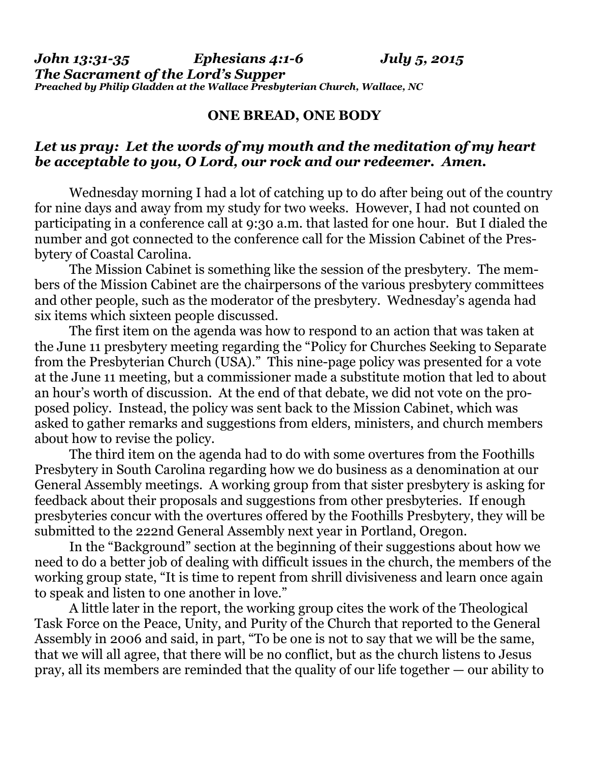***John 13:31-35 Ephesians 4:1-6 July 5, 2015***
***The Sacrament of the Lord's Supper***
***Preached by Philip Gladden at the Wallace Presbyterian Church, Wallace, NC***

## ONE BREAD, ONE BODY

***Let us pray: Let the words of my mouth and the meditation of my heart be acceptable to you, O Lord, our rock and our redeemer. Amen.***

Wednesday morning I had a lot of catching up to do after being out of the country for nine days and away from my study for two weeks. However, I had not counted on participating in a conference call at 9:30 a.m. that lasted for one hour. But I dialed the number and got connected to the conference call for the Mission Cabinet of the Presbytery of Coastal Carolina.

The Mission Cabinet is something like the session of the presbytery. The members of the Mission Cabinet are the chairpersons of the various presbytery committees and other people, such as the moderator of the presbytery. Wednesday's agenda had six items which sixteen people discussed.

The first item on the agenda was how to respond to an action that was taken at the June 11 presbytery meeting regarding the "Policy for Churches Seeking to Separate from the Presbyterian Church (USA)." This nine-page policy was presented for a vote at the June 11 meeting, but a commissioner made a substitute motion that led to about an hour's worth of discussion. At the end of that debate, we did not vote on the proposed policy. Instead, the policy was sent back to the Mission Cabinet, which was asked to gather remarks and suggestions from elders, ministers, and church members about how to revise the policy.

The third item on the agenda had to do with some overtures from the Foothills Presbytery in South Carolina regarding how we do business as a denomination at our General Assembly meetings. A working group from that sister presbytery is asking for feedback about their proposals and suggestions from other presbyteries. If enough presbyteries concur with the overtures offered by the Foothills Presbytery, they will be submitted to the 222nd General Assembly next year in Portland, Oregon.

In the "Background" section at the beginning of their suggestions about how we need to do a better job of dealing with difficult issues in the church, the members of the working group state, "It is time to repent from shrill divisiveness and learn once again to speak and listen to one another in love."

A little later in the report, the working group cites the work of the Theological Task Force on the Peace, Unity, and Purity of the Church that reported to the General Assembly in 2006 and said, in part, "To be one is not to say that we will be the same, that we will all agree, that there will be no conflict, but as the church listens to Jesus pray, all its members are reminded that the quality of our life together — our ability to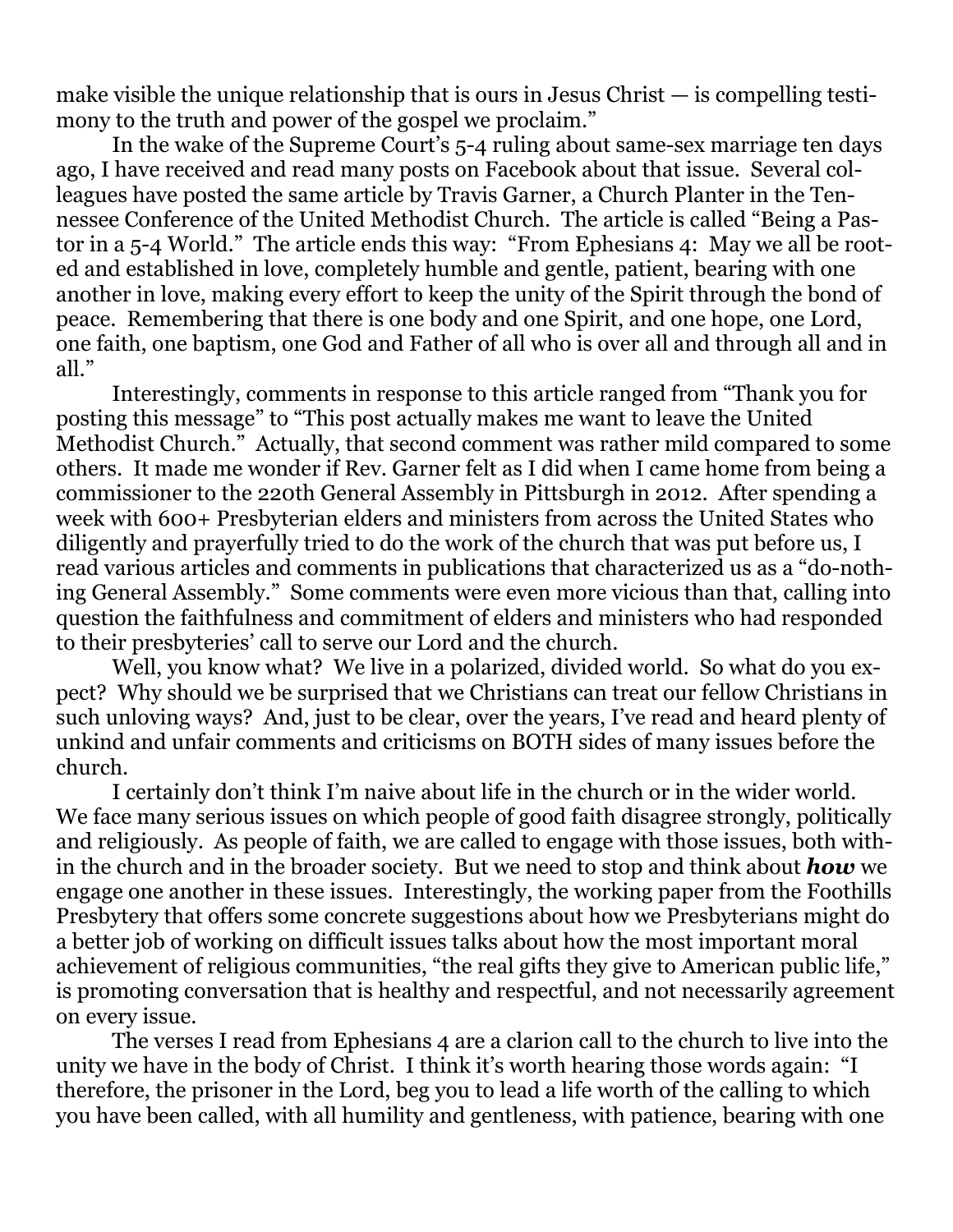make visible the unique relationship that is ours in Jesus Christ — is compelling testimony to the truth and power of the gospel we proclaim."

In the wake of the Supreme Court's 5-4 ruling about same-sex marriage ten days ago, I have received and read many posts on Facebook about that issue. Several colleagues have posted the same article by Travis Garner, a Church Planter in the Tennessee Conference of the United Methodist Church. The article is called "Being a Pastor in a 5-4 World." The article ends this way: "From Ephesians 4: May we all be rooted and established in love, completely humble and gentle, patient, bearing with one another in love, making every effort to keep the unity of the Spirit through the bond of peace. Remembering that there is one body and one Spirit, and one hope, one Lord, one faith, one baptism, one God and Father of all who is over all and through all and in all."

Interestingly, comments in response to this article ranged from "Thank you for posting this message" to "This post actually makes me want to leave the United Methodist Church." Actually, that second comment was rather mild compared to some others. It made me wonder if Rev. Garner felt as I did when I came home from being a commissioner to the 220th General Assembly in Pittsburgh in 2012. After spending a week with 600+ Presbyterian elders and ministers from across the United States who diligently and prayerfully tried to do the work of the church that was put before us, I read various articles and comments in publications that characterized us as a "do-nothing General Assembly." Some comments were even more vicious than that, calling into question the faithfulness and commitment of elders and ministers who had responded to their presbyteries' call to serve our Lord and the church.

Well, you know what? We live in a polarized, divided world. So what do you expect? Why should we be surprised that we Christians can treat our fellow Christians in such unloving ways? And, just to be clear, over the years, I've read and heard plenty of unkind and unfair comments and criticisms on BOTH sides of many issues before the church.

I certainly don't think I'm naive about life in the church or in the wider world. We face many serious issues on which people of good faith disagree strongly, politically and religiously. As people of faith, we are called to engage with those issues, both within the church and in the broader society. But we need to stop and think about ***how*** we engage one another in these issues. Interestingly, the working paper from the Foothills Presbytery that offers some concrete suggestions about how we Presbyterians might do a better job of working on difficult issues talks about how the most important moral achievement of religious communities, "the real gifts they give to American public life," is promoting conversation that is healthy and respectful, and not necessarily agreement on every issue.

The verses I read from Ephesians 4 are a clarion call to the church to live into the unity we have in the body of Christ. I think it's worth hearing those words again: "I therefore, the prisoner in the Lord, beg you to lead a life worth of the calling to which you have been called, with all humility and gentleness, with patience, bearing with one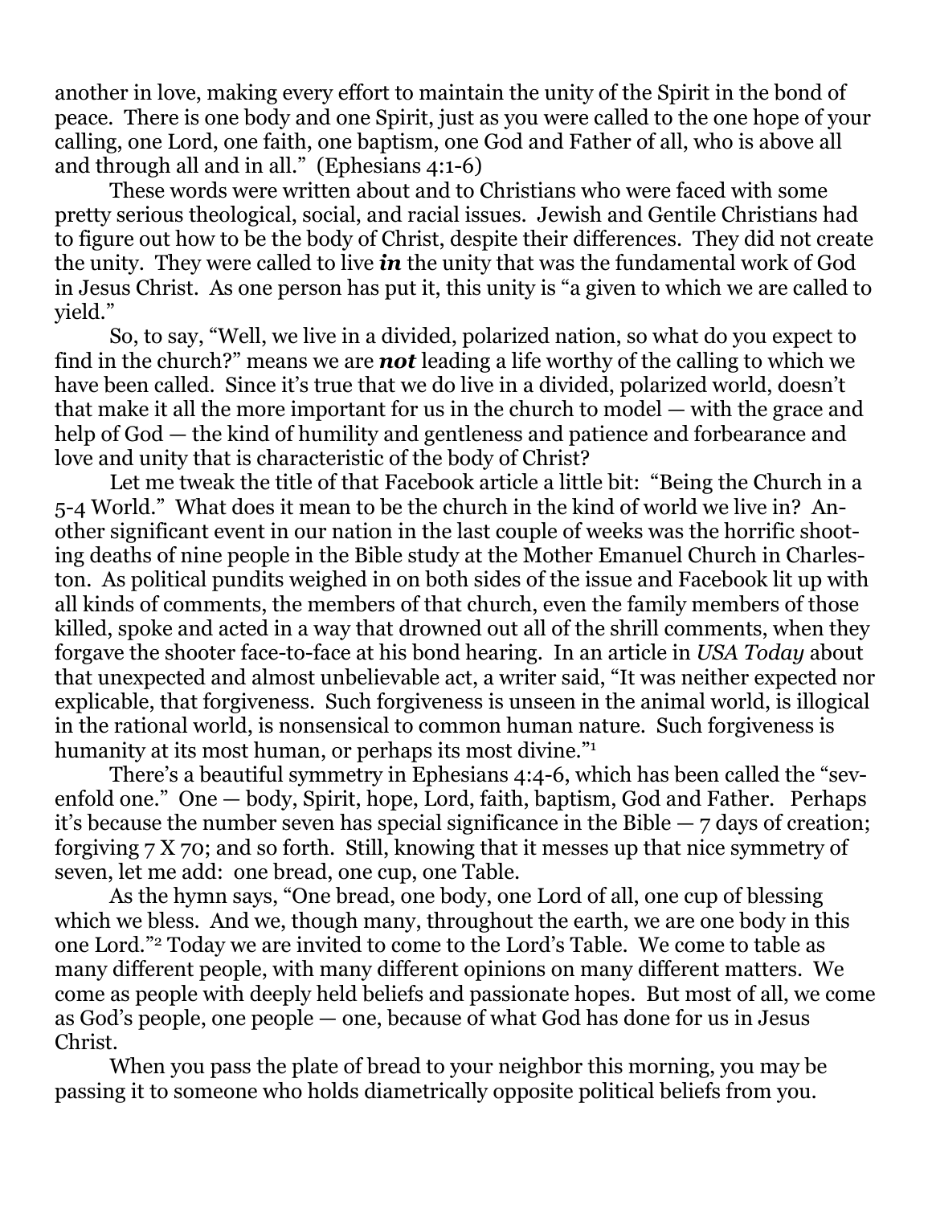another in love, making every effort to maintain the unity of the Spirit in the bond of peace. There is one body and one Spirit, just as you were called to the one hope of your calling, one Lord, one faith, one baptism, one God and Father of all, who is above all and through all and in all." (Ephesians 4:1-6)

These words were written about and to Christians who were faced with some pretty serious theological, social, and racial issues. Jewish and Gentile Christians had to figure out how to be the body of Christ, despite their differences. They did not create the unity. They were called to live ***in*** the unity that was the fundamental work of God in Jesus Christ. As one person has put it, this unity is "a given to which we are called to yield."

So, to say, "Well, we live in a divided, polarized nation, so what do you expect to find in the church?" means we are ***not*** leading a life worthy of the calling to which we have been called. Since it's true that we do live in a divided, polarized world, doesn't that make it all the more important for us in the church to model — with the grace and help of God — the kind of humility and gentleness and patience and forbearance and love and unity that is characteristic of the body of Christ?

Let me tweak the title of that Facebook article a little bit: "Being the Church in a 5-4 World." What does it mean to be the church in the kind of world we live in? Another significant event in our nation in the last couple of weeks was the horrific shooting deaths of nine people in the Bible study at the Mother Emanuel Church in Charleston. As political pundits weighed in on both sides of the issue and Facebook lit up with all kinds of comments, the members of that church, even the family members of those killed, spoke and acted in a way that drowned out all of the shrill comments, when they forgave the shooter face-to-face at his bond hearing. In an article in *USA Today* about that unexpected and almost unbelievable act, a writer said, "It was neither expected nor explicable, that forgiveness. Such forgiveness is unseen in the animal world, is illogical in the rational world, is nonsensical to common human nature. Such forgiveness is humanity at its most human, or perhaps its most divine."[1]

There's a beautiful symmetry in Ephesians 4:4-6, which has been called the "sevenfold one." One — body, Spirit, hope, Lord, faith, baptism, God and Father. Perhaps it's because the number seven has special significance in the Bible — 7 days of creation; forgiving 7 X 70; and so forth. Still, knowing that it messes up that nice symmetry of seven, let me add: one bread, one cup, one Table.

As the hymn says, "One bread, one body, one Lord of all, one cup of blessing which we bless. And we, though many, throughout the earth, we are one body in this one Lord."[2] Today we are invited to come to the Lord's Table. We come to table as many different people, with many different opinions on many different matters. We come as people with deeply held beliefs and passionate hopes. But most of all, we come as God's people, one people — one, because of what God has done for us in Jesus Christ.

When you pass the plate of bread to your neighbor this morning, you may be passing it to someone who holds diametrically opposite political beliefs from you.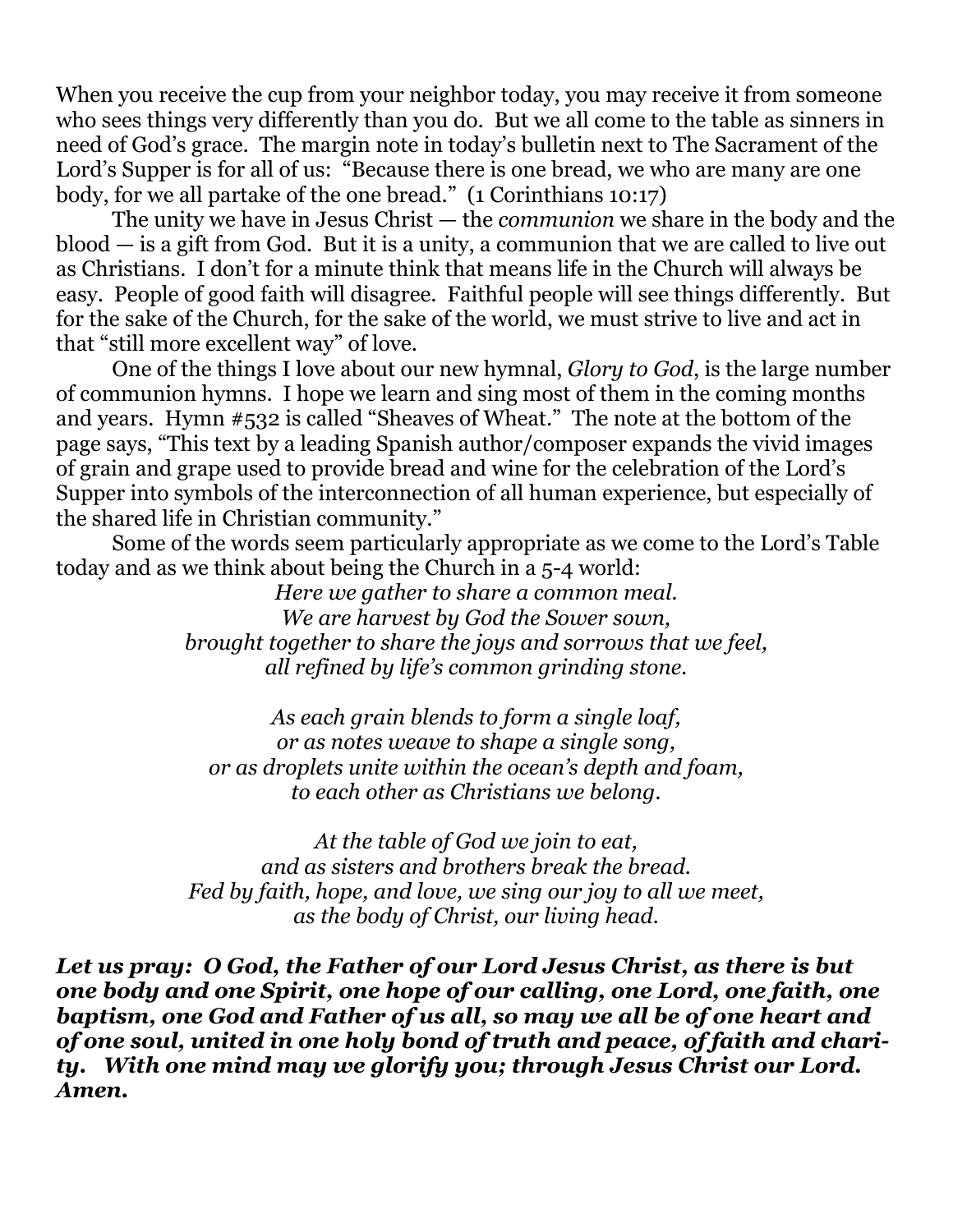When you receive the cup from your neighbor today, you may receive it from someone who sees things very differently than you do. But we all come to the table as sinners in need of God's grace. The margin note in today's bulletin next to The Sacrament of the Lord's Supper is for all of us: "Because there is one bread, we who are many are one body, for we all partake of the one bread." (1 Corinthians 10:17)

The unity we have in Jesus Christ — the *communion* we share in the body and the blood — is a gift from God. But it is a unity, a communion that we are called to live out as Christians. I don't for a minute think that means life in the Church will always be easy. People of good faith will disagree. Faithful people will see things differently. But for the sake of the Church, for the sake of the world, we must strive to live and act in that "still more excellent way" of love.

One of the things I love about our new hymnal, *Glory to God*, is the large number of communion hymns. I hope we learn and sing most of them in the coming months and years. Hymn #532 is called "Sheaves of Wheat." The note at the bottom of the page says, "This text by a leading Spanish author/composer expands the vivid images of grain and grape used to provide bread and wine for the celebration of the Lord's Supper into symbols of the interconnection of all human experience, but especially of the shared life in Christian community."

Some of the words seem particularly appropriate as we come to the Lord's Table today and as we think about being the Church in a 5-4 world:

*Here we gather to share a common meal.*
*We are harvest by God the Sower sown,*
*brought together to share the joys and sorrows that we feel,*
*all refined by life's common grinding stone.*

*As each grain blends to form a single loaf,*
*or as notes weave to shape a single song,*
*or as droplets unite within the ocean's depth and foam,*
*to each other as Christians we belong.*

*At the table of God we join to eat,*
*and as sisters and brothers break the bread.*
*Fed by faith, hope, and love, we sing our joy to all we meet,*
*as the body of Christ, our living head.*

***Let us pray: O God, the Father of our Lord Jesus Christ, as there is but one body and one Spirit, one hope of our calling, one Lord, one faith, one baptism, one God and Father of us all, so may we all be of one heart and of one soul, united in one holy bond of truth and peace, of faith and charity. With one mind may we glorify you; through Jesus Christ our Lord. Amen.***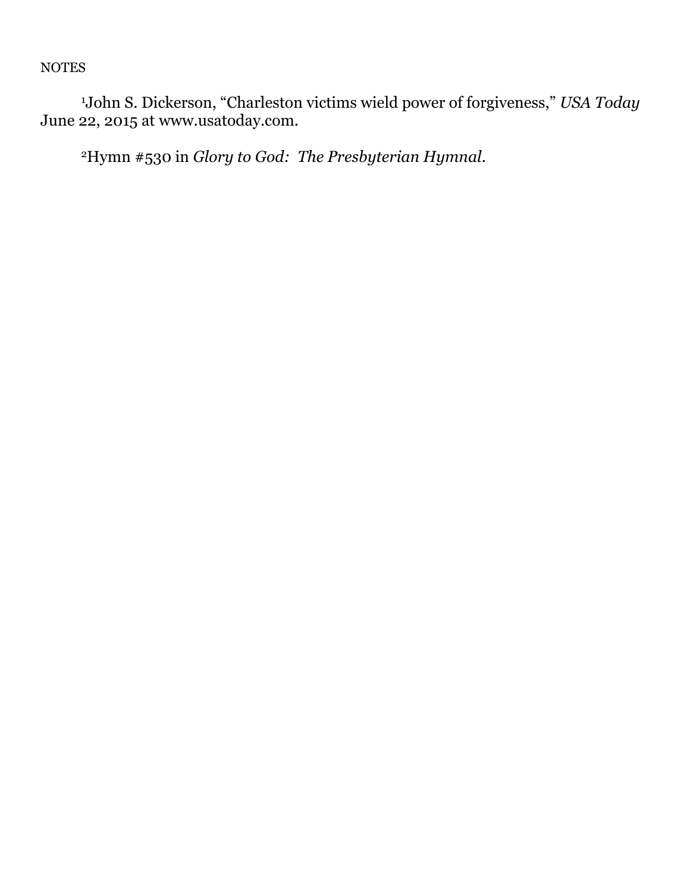NOTES

[1]John S. Dickerson, "Charleston victims wield power of forgiveness," *USA Today* June 22, 2015 at www.usatoday.com.

[2]Hymn #530 in *Glory to God: The Presbyterian Hymnal*.